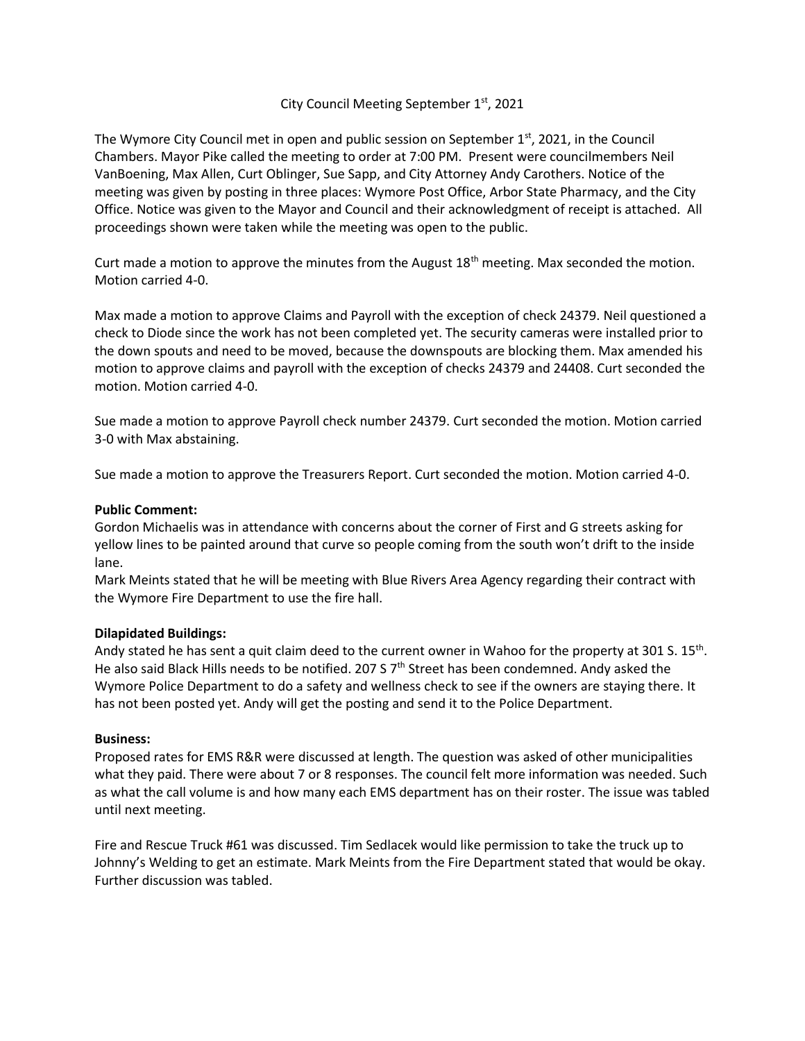# City Council Meeting September 1st, 2021

The Wymore City Council met in open and public session on September 1st, 2021, in the Council Chambers. Mayor Pike called the meeting to order at 7:00 PM. Present were councilmembers Neil VanBoening, Max Allen, Curt Oblinger, Sue Sapp, and City Attorney Andy Carothers. Notice of the meeting was given by posting in three places: Wymore Post Office, Arbor State Pharmacy, and the City Office. Notice was given to the Mayor and Council and their acknowledgment of receipt is attached. All proceedings shown were taken while the meeting was open to the public.

Curt made a motion to approve the minutes from the August 18th meeting. Max seconded the motion. Motion carried 4-0.

Max made a motion to approve Claims and Payroll with the exception of check 24379. Neil questioned a check to Diode since the work has not been completed yet. The security cameras were installed prior to the down spouts and need to be moved, because the downspouts are blocking them. Max amended his motion to approve claims and payroll with the exception of checks 24379 and 24408. Curt seconded the motion. Motion carried 4-0.

Sue made a motion to approve Payroll check number 24379. Curt seconded the motion. Motion carried 3-0 with Max abstaining.

Sue made a motion to approve the Treasurers Report. Curt seconded the motion. Motion carried 4-0.

**Public Comment:**

Gordon Michaelis was in attendance with concerns about the corner of First and G streets asking for yellow lines to be painted around that curve so people coming from the south won't drift to the inside lane.

Mark Meints stated that he will be meeting with Blue Rivers Area Agency regarding their contract with the Wymore Fire Department to use the fire hall.

**Dilapidated Buildings:**

Andy stated he has sent a quit claim deed to the current owner in Wahoo for the property at 301 S. 15th. He also said Black Hills needs to be notified. 207 S 7th Street has been condemned. Andy asked the Wymore Police Department to do a safety and wellness check to see if the owners are staying there. It has not been posted yet. Andy will get the posting and send it to the Police Department.

**Business:**

Proposed rates for EMS R&R were discussed at length. The question was asked of other municipalities what they paid. There were about 7 or 8 responses. The council felt more information was needed. Such as what the call volume is and how many each EMS department has on their roster. The issue was tabled until next meeting.

Fire and Rescue Truck #61 was discussed. Tim Sedlacek would like permission to take the truck up to Johnny's Welding to get an estimate. Mark Meints from the Fire Department stated that would be okay. Further discussion was tabled.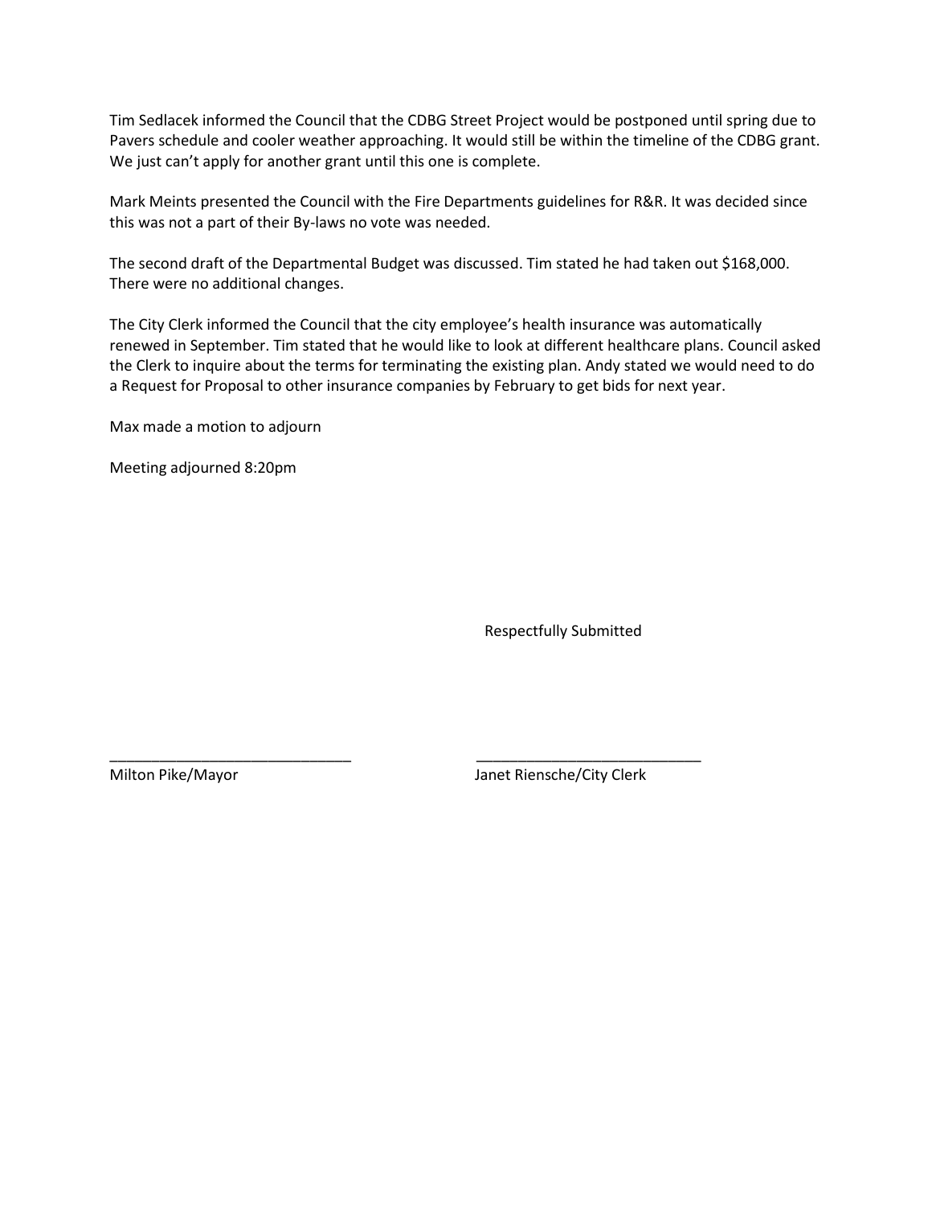Tim Sedlacek informed the Council that the CDBG Street Project would be postponed until spring due to Pavers schedule and cooler weather approaching. It would still be within the timeline of the CDBG grant. We just can't apply for another grant until this one is complete.

Mark Meints presented the Council with the Fire Departments guidelines for R&R. It was decided since this was not a part of their By-laws no vote was needed.

The second draft of the Departmental Budget was discussed. Tim stated he had taken out $168,000. There were no additional changes.

The City Clerk informed the Council that the city employee's health insurance was automatically renewed in September. Tim stated that he would like to look at different healthcare plans. Council asked the Clerk to inquire about the terms for terminating the existing plan. Andy stated we would need to do a Request for Proposal to other insurance companies by February to get bids for next year.

Max made a motion to adjourn

Meeting adjourned 8:20pm

Respectfully Submitted

_____________________________ Milton Pike/Mayor

_____________________________ Janet Riensche/City Clerk